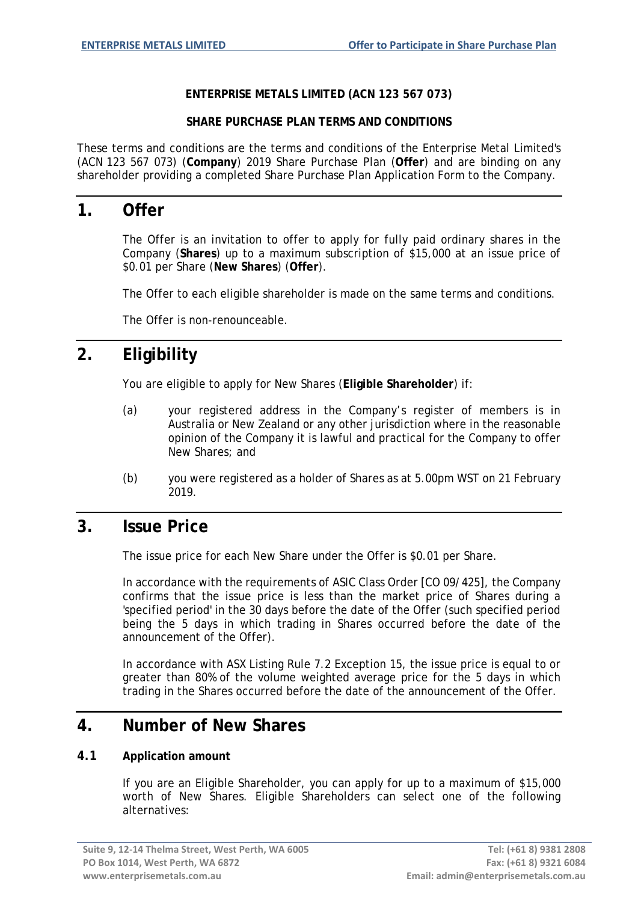**ENTERPRISE METALS LIMITED (ACN 123 567 073)**

**SHARE PURCHASE PLAN TERMS AND CONDITIONS**

These terms and conditions are the terms and conditions of the Enterprise Metal Limited's (ACN 123 567 073) (**Company**) 2019 Share Purchase Plan (**Offer**) and are binding on any shareholder providing a completed Share Purchase Plan Application Form to the Company.

# 1. Offer

The Offer is an invitation to offer to apply for fully paid ordinary shares in the Company (**Shares**) up to a maximum subscription of $15,000 at an issue price of $0.01 per Share (**New Shares**) (**Offer**).

The Offer to each eligible shareholder is made on the same terms and conditions.

The Offer is non-renounceable.

# 2. Eligibility

You are eligible to apply for New Shares (**Eligible Shareholder**) if:

(a) your registered address in the Company's register of members is in Australia or New Zealand or any other jurisdiction where in the reasonable opinion of the Company it is lawful and practical for the Company to offer New Shares; and

(b) you were registered as a holder of Shares as at 5.00pm WST on 21 February 2019.

# 3. Issue Price

The issue price for each New Share under the Offer is $0.01 per Share.

In accordance with the requirements of ASIC Class Order [CO 09/425], the Company confirms that the issue price is less than the market price of Shares during a 'specified period' in the 30 days before the date of the Offer (such specified period being the 5 days in which trading in Shares occurred before the date of the announcement of the Offer).

In accordance with ASX Listing Rule 7.2 Exception 15, the issue price is equal to or greater than 80% of the volume weighted average price for the 5 days in which trading in the Shares occurred before the date of the announcement of the Offer.

# 4. Number of New Shares

## 4.1 Application amount

If you are an Eligible Shareholder, you can apply for up to a maximum of $15,000 worth of New Shares. Eligible Shareholders can select one of the following alternatives: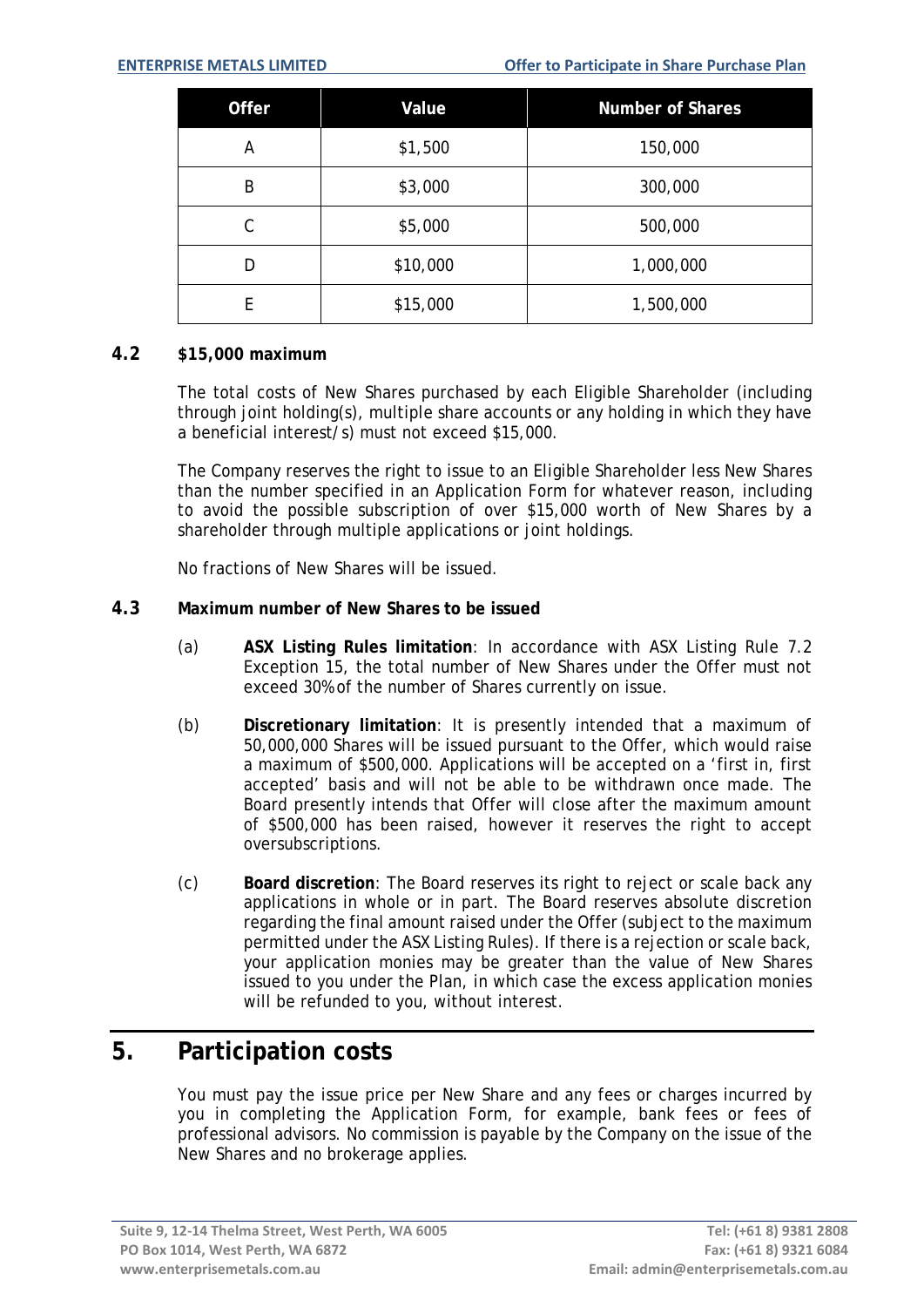| Offer | Value | Number of Shares |
| --- | --- | --- |
| A | $1,500 | 150,000 |
| B | $3,000 | 300,000 |
| C | $5,000 | 500,000 |
| D | $10,000 | 1,000,000 |
| E | $15,000 | 1,500,000 |

### 4.2 $15,000 maximum

The total costs of New Shares purchased by each Eligible Shareholder (including through joint holding(s), multiple share accounts or any holding in which they have a beneficial interest/s) must not exceed $15,000.

The Company reserves the right to issue to an Eligible Shareholder less New Shares than the number specified in an Application Form for whatever reason, including to avoid the possible subscription of over $15,000 worth of New Shares by a shareholder through multiple applications or joint holdings.

No fractions of New Shares will be issued.

### 4.3 Maximum number of New Shares to be issued

(a) **ASX Listing Rules limitation**: In accordance with ASX Listing Rule 7.2 Exception 15, the total number of New Shares under the Offer must not exceed 30% of the number of Shares currently on issue.

(b) **Discretionary limitation**: It is presently intended that a maximum of 50,000,000 Shares will be issued pursuant to the Offer, which would raise a maximum of $500,000. Applications will be accepted on a 'first in, first accepted' basis and will not be able to be withdrawn once made. The Board presently intends that Offer will close after the maximum amount of $500,000 has been raised, however it reserves the right to accept oversubscriptions.

(c) **Board discretion**: The Board reserves its right to reject or scale back any applications in whole or in part. The Board reserves absolute discretion regarding the final amount raised under the Offer (subject to the maximum permitted under the ASX Listing Rules). If there is a rejection or scale back, your application monies may be greater than the value of New Shares issued to you under the Plan, in which case the excess application monies will be refunded to you, without interest.

## 5. Participation costs

You must pay the issue price per New Share and any fees or charges incurred by you in completing the Application Form, for example, bank fees or fees of professional advisors. No commission is payable by the Company on the issue of the New Shares and no brokerage applies.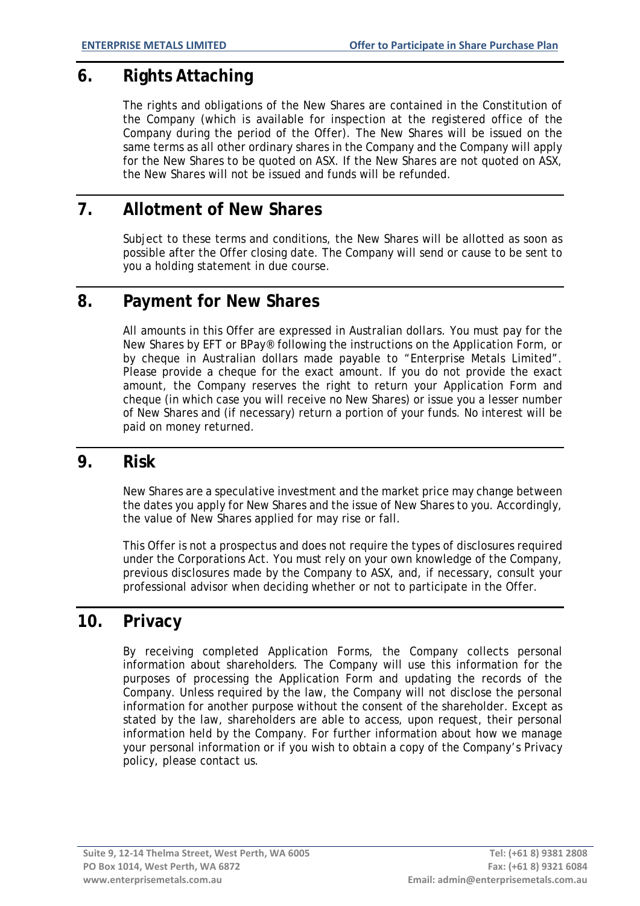## 6. Rights Attaching

The rights and obligations of the New Shares are contained in the Constitution of the Company (which is available for inspection at the registered office of the Company during the period of the Offer). The New Shares will be issued on the same terms as all other ordinary shares in the Company and the Company will apply for the New Shares to be quoted on ASX. If the New Shares are not quoted on ASX, the New Shares will not be issued and funds will be refunded.

## 7. Allotment of New Shares

Subject to these terms and conditions, the New Shares will be allotted as soon as possible after the Offer closing date. The Company will send or cause to be sent to you a holding statement in due course.

## 8. Payment for New Shares

All amounts in this Offer are expressed in Australian dollars. You must pay for the New Shares by EFT or BPay® following the instructions on the Application Form, or by cheque in Australian dollars made payable to "Enterprise Metals Limited". Please provide a cheque for the exact amount. If you do not provide the exact amount, the Company reserves the right to return your Application Form and cheque (in which case you will receive no New Shares) or issue you a lesser number of New Shares and (if necessary) return a portion of your funds. No interest will be paid on money returned.

## 9. Risk

New Shares are a speculative investment and the market price may change between the dates you apply for New Shares and the issue of New Shares to you. Accordingly, the value of New Shares applied for may rise or fall.

This Offer is not a prospectus and does not require the types of disclosures required under the Corporations Act. You must rely on your own knowledge of the Company, previous disclosures made by the Company to ASX, and, if necessary, consult your professional advisor when deciding whether or not to participate in the Offer.

## 10. Privacy

By receiving completed Application Forms, the Company collects personal information about shareholders. The Company will use this information for the purposes of processing the Application Form and updating the records of the Company. Unless required by the law, the Company will not disclose the personal information for another purpose without the consent of the shareholder. Except as stated by the law, shareholders are able to access, upon request, their personal information held by the Company. For further information about how we manage your personal information or if you wish to obtain a copy of the Company's Privacy policy, please contact us.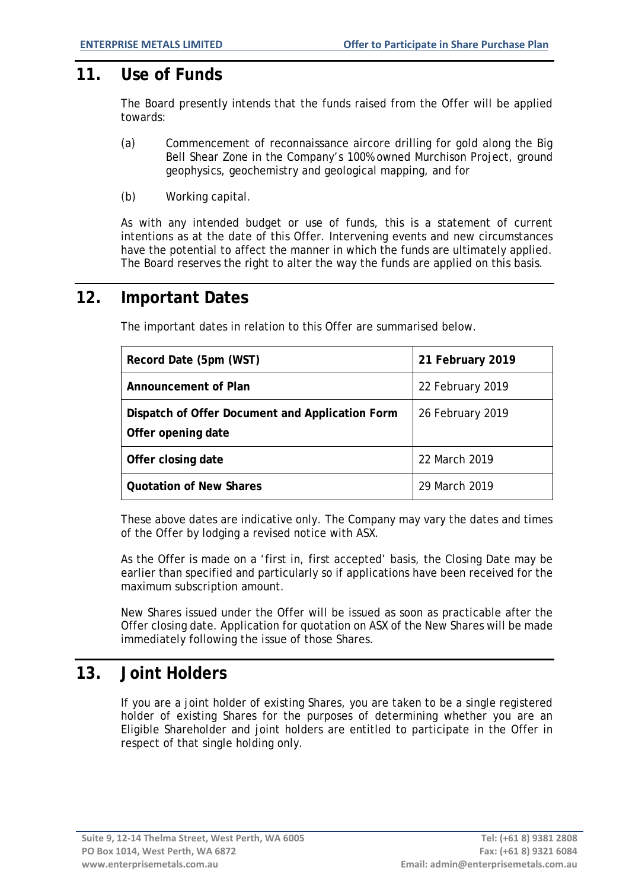## 11. Use of Funds

The Board presently intends that the funds raised from the Offer will be applied towards:

(a) Commencement of reconnaissance aircore drilling for gold along the Big Bell Shear Zone in the Company's 100% owned Murchison Project, ground geophysics, geochemistry and geological mapping, and for

(b) Working capital.

As with any intended budget or use of funds, this is a statement of current intentions as at the date of this Offer. Intervening events and new circumstances have the potential to affect the manner in which the funds are ultimately applied. The Board reserves the right to alter the way the funds are applied on this basis.

## 12. Important Dates

The important dates in relation to this Offer are summarised below.

| **Record Date (5pm (WST)** | **21 February 2019** |
|---|---|
| **Announcement of Plan** | 22 February 2019 |
| **Dispatch of Offer Document and Application Form**<br>**Offer opening date** | 26 February 2019 |
| **Offer closing date** | 22 March 2019 |
| **Quotation of New Shares** | 29 March 2019 |

These above dates are indicative only. The Company may vary the dates and times of the Offer by lodging a revised notice with ASX.

As the Offer is made on a 'first in, first accepted' basis, the Closing Date may be earlier than specified and particularly so if applications have been received for the maximum subscription amount.

New Shares issued under the Offer will be issued as soon as practicable after the Offer closing date. Application for quotation on ASX of the New Shares will be made immediately following the issue of those Shares.

## 13. Joint Holders

If you are a joint holder of existing Shares, you are taken to be a single registered holder of existing Shares for the purposes of determining whether you are an Eligible Shareholder and joint holders are entitled to participate in the Offer in respect of that single holding only.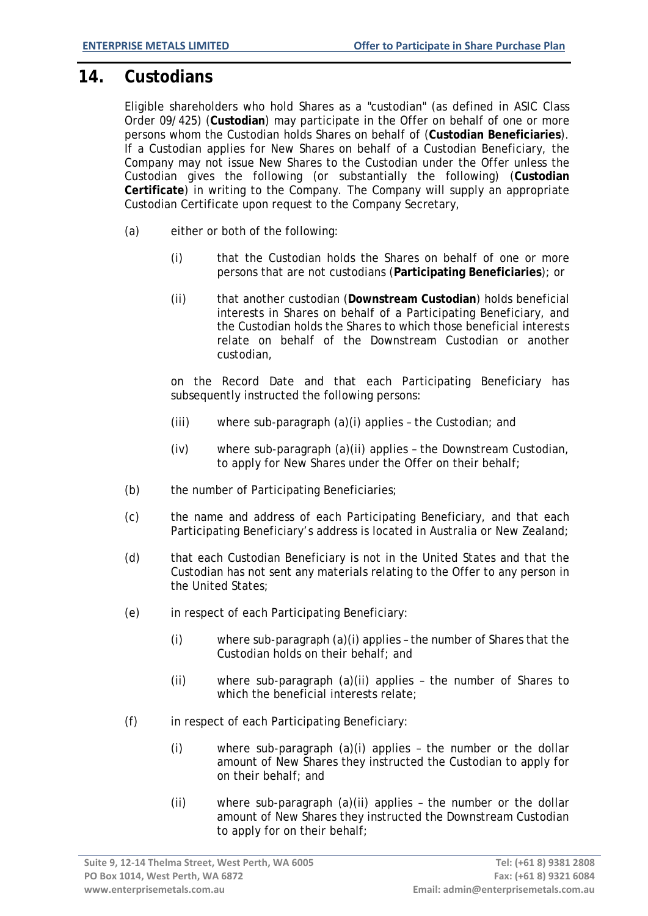## 14. Custodians

Eligible shareholders who hold Shares as a "custodian" (as defined in ASIC Class Order 09/425) (**Custodian**) may participate in the Offer on behalf of one or more persons whom the Custodian holds Shares on behalf of (**Custodian Beneficiaries**). If a Custodian applies for New Shares on behalf of a Custodian Beneficiary, the Company may not issue New Shares to the Custodian under the Offer unless the Custodian gives the following (or substantially the following) (**Custodian Certificate**) in writing to the Company. The Company will supply an appropriate Custodian Certificate upon request to the Company Secretary,

(a) either or both of the following:

 (i) that the Custodian holds the Shares on behalf of one or more persons that are not custodians (**Participating Beneficiaries**); or

 (ii) that another custodian (**Downstream Custodian**) holds beneficial interests in Shares on behalf of a Participating Beneficiary, and the Custodian holds the Shares to which those beneficial interests relate on behalf of the Downstream Custodian or another custodian,

 on the Record Date and that each Participating Beneficiary has subsequently instructed the following persons:

 (iii) where sub-paragraph (a)(i) applies – the Custodian; and

 (iv) where sub-paragraph (a)(ii) applies – the Downstream Custodian, to apply for New Shares under the Offer on their behalf;

(b) the number of Participating Beneficiaries;

(c) the name and address of each Participating Beneficiary, and that each Participating Beneficiary's address is located in Australia or New Zealand;

(d) that each Custodian Beneficiary is not in the United States and that the Custodian has not sent any materials relating to the Offer to any person in the United States;

(e) in respect of each Participating Beneficiary:

 (i) where sub-paragraph (a)(i) applies – the number of Shares that the Custodian holds on their behalf; and

 (ii) where sub-paragraph (a)(ii) applies – the number of Shares to which the beneficial interests relate;

(f) in respect of each Participating Beneficiary:

 (i) where sub-paragraph (a)(i) applies – the number or the dollar amount of New Shares they instructed the Custodian to apply for on their behalf; and

 (ii) where sub-paragraph (a)(ii) applies – the number or the dollar amount of New Shares they instructed the Downstream Custodian to apply for on their behalf;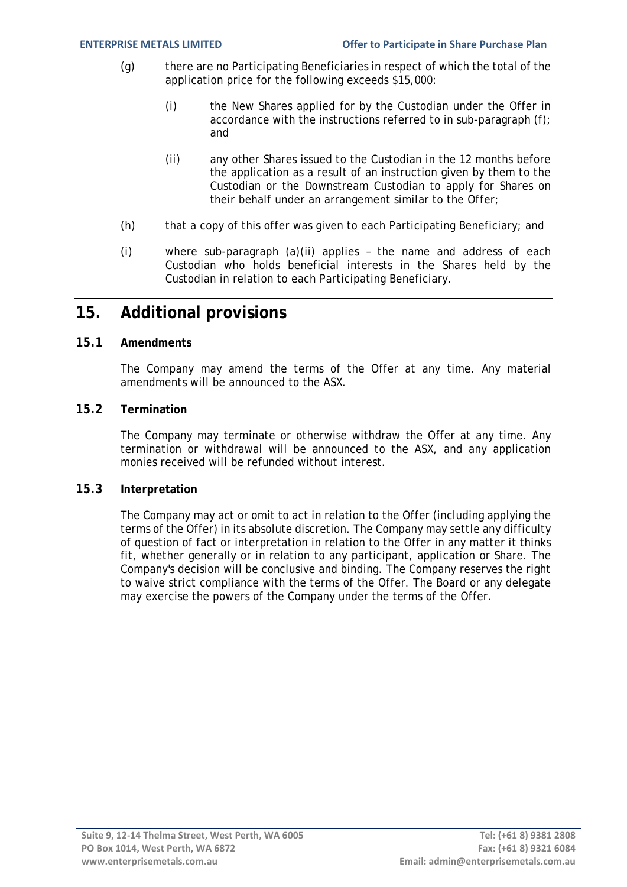(g) there are no Participating Beneficiaries in respect of which the total of the application price for the following exceeds $15,000:

  (i) the New Shares applied for by the Custodian under the Offer in accordance with the instructions referred to in sub-paragraph (f); and

  (ii) any other Shares issued to the Custodian in the 12 months before the application as a result of an instruction given by them to the Custodian or the Downstream Custodian to apply for Shares on their behalf under an arrangement similar to the Offer;

(h) that a copy of this offer was given to each Participating Beneficiary; and

(i) where sub-paragraph (a)(ii) applies – the name and address of each Custodian who holds beneficial interests in the Shares held by the Custodian in relation to each Participating Beneficiary.

# 15. Additional provisions

## 15.1 Amendments

The Company may amend the terms of the Offer at any time. Any material amendments will be announced to the ASX.

## 15.2 Termination

The Company may terminate or otherwise withdraw the Offer at any time. Any termination or withdrawal will be announced to the ASX, and any application monies received will be refunded without interest.

## 15.3 Interpretation

The Company may act or omit to act in relation to the Offer (including applying the terms of the Offer) in its absolute discretion. The Company may settle any difficulty of question of fact or interpretation in relation to the Offer in any matter it thinks fit, whether generally or in relation to any participant, application or Share. The Company's decision will be conclusive and binding. The Company reserves the right to waive strict compliance with the terms of the Offer. The Board or any delegate may exercise the powers of the Company under the terms of the Offer.